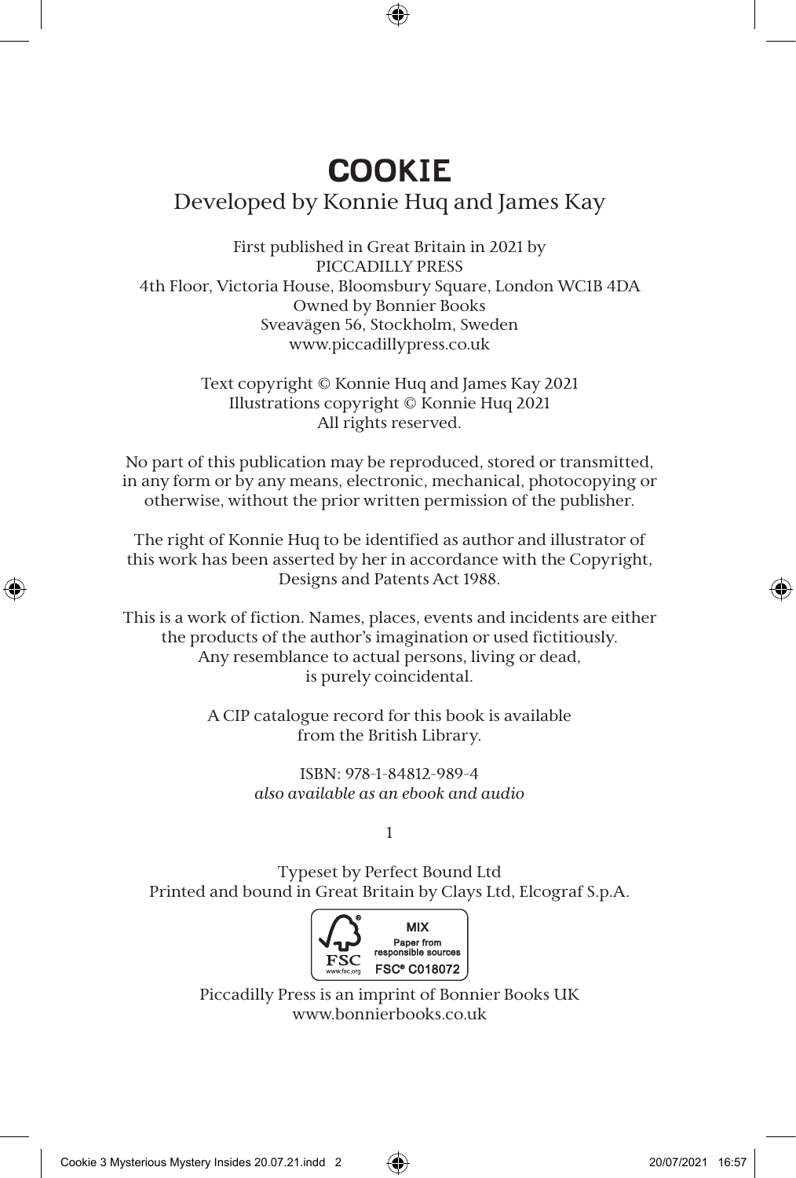# COOKIE

Developed by Konnie Huq and James Kay

First published in Great Britain in 2021 by
PICCADILLY PRESS
4th Floor, Victoria House, Bloomsbury Square, London WC1B 4DA
Owned by Bonnier Books
Sveavägen 56, Stockholm, Sweden
www.piccadillypress.co.uk

Text copyright © Konnie Huq and James Kay 2021
Illustrations copyright © Konnie Huq 2021
All rights reserved.

No part of this publication may be reproduced, stored or transmitted, in any form or by any means, electronic, mechanical, photocopying or otherwise, without the prior written permission of the publisher.

The right of Konnie Huq to be identified as author and illustrator of this work has been asserted by her in accordance with the Copyright, Designs and Patents Act 1988.

This is a work of fiction. Names, places, events and incidents are either the products of the author's imagination or used fictitiously. Any resemblance to actual persons, living or dead, is purely coincidental.

A CIP catalogue record for this book is available from the British Library.

ISBN: 978-1-84812-989-4
*also available as an ebook and audio*

1

Typeset by Perfect Bound Ltd
Printed and bound in Great Britain by Clays Ltd, Elcograf S.p.A.

MIX
Paper from responsible sources
FSC® C018072

Piccadilly Press is an imprint of Bonnier Books UK
www.bonnierbooks.co.uk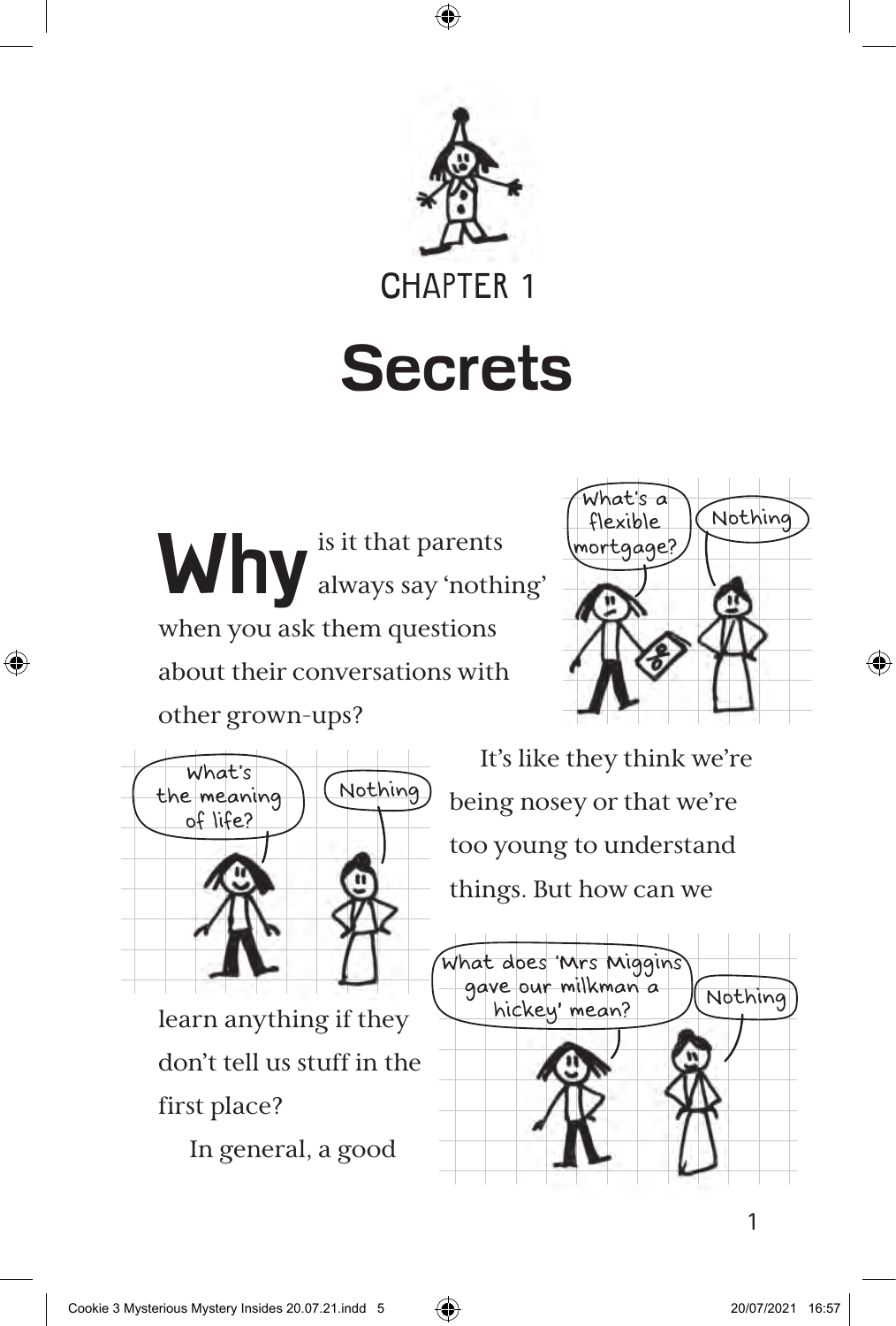# CHAPTER 1

# Secrets

**Why** is it that parents always say 'nothing' when you ask them questions about their conversations with other grown-ups?

What's a flexible mortgage?

Nothing

What's the meaning of life?

Nothing

It's like they think we're being nosey or that we're too young to understand things. But how can we learn anything if they don't tell us stuff in the first place?

What does 'Mrs Miggins gave our milkman a hickey' mean?

Nothing

In general, a good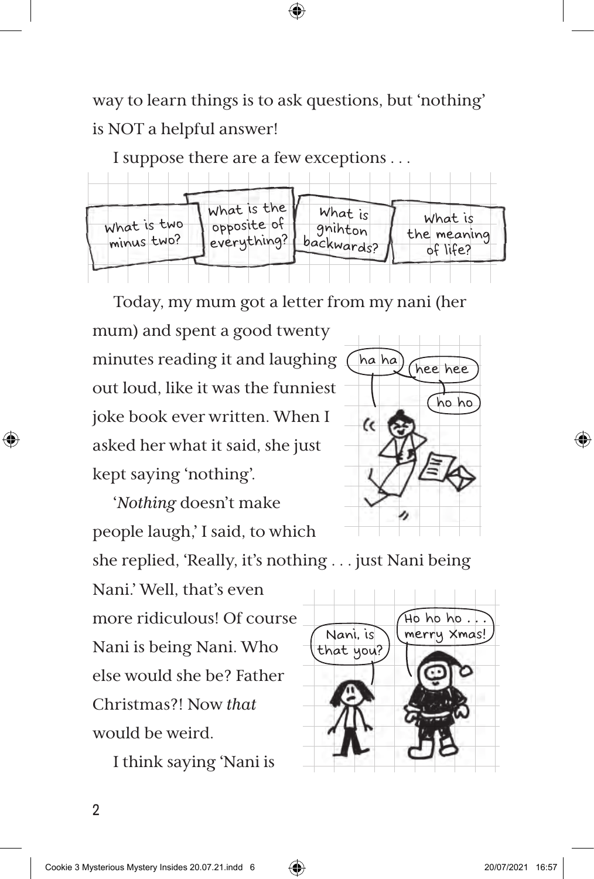way to learn things is to ask questions, but 'nothing' is NOT a helpful answer!

I suppose there are a few exceptions . . .

- What is two minus two?
- What is the opposite of everything?
- What is gnihton backwards?
- What is the meaning of life?

Today, my mum got a letter from my nani (her mum) and spent a good twenty minutes reading it and laughing out loud, like it was the funniest joke book ever written. When I asked her what it said, she just kept saying 'nothing'.

'*Nothing* doesn't make people laugh,' I said, to which she replied, 'Really, it's nothing . . . just Nani being Nani.' Well, that's even more ridiculous! Of course Nani is being Nani. Who else would she be? Father Christmas?! Now *that* would be weird.

I think saying 'Nani is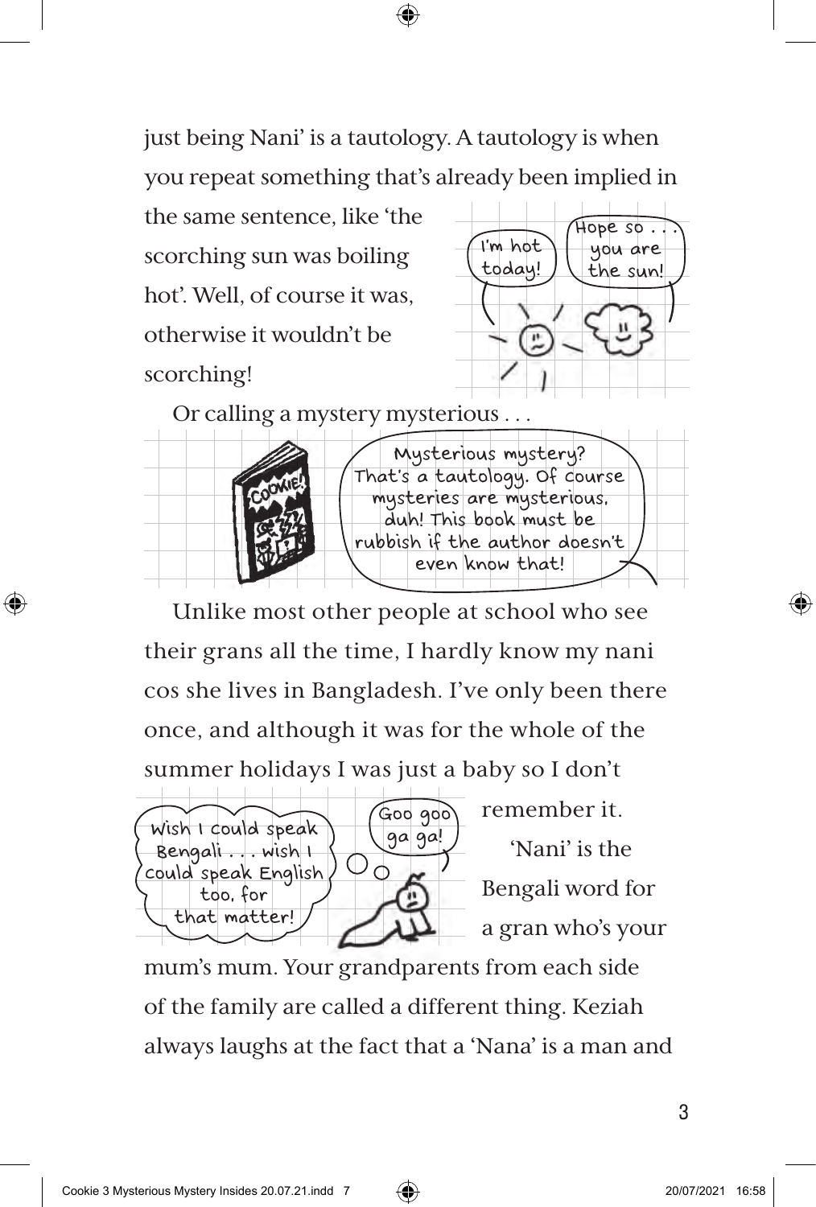just being Nani' is a tautology. A tautology is when you repeat something that's already been implied in the same sentence, like 'the scorching sun was boiling hot'. Well, of course it was, otherwise it wouldn't be scorching!

Or calling a mystery mysterious . . .

Unlike most other people at school who see their grans all the time, I hardly know my nani cos she lives in Bangladesh. I've only been there once, and although it was for the whole of the summer holidays I was just a baby so I don't remember it.

'Nani' is the Bengali word for a gran who's your mum's mum. Your grandparents from each side of the family are called a different thing. Keziah always laughs at the fact that a 'Nana' is a man and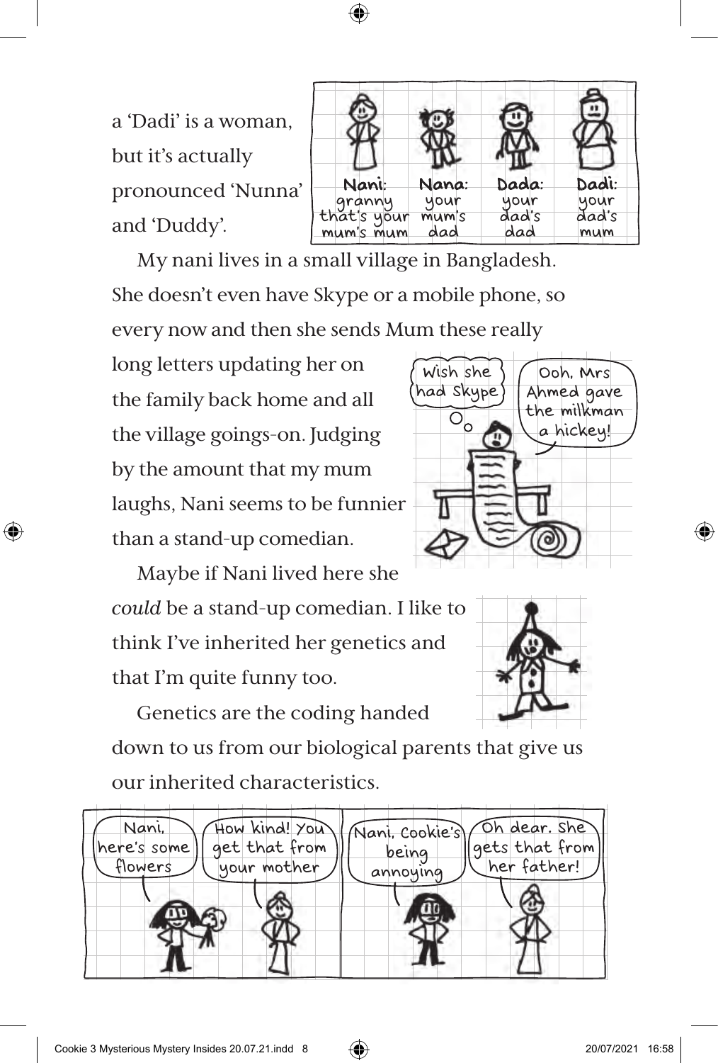a 'Dadi' is a woman, but it's actually pronounced 'Nunna' and 'Duddy'.

| **Nani:** granny that's your mum's mum | **Nana:** your mum's dad | **Dada:** your dad's dad | **Dadi:** your dad's mum |
| --- | --- | --- | --- |

My nani lives in a small village in Bangladesh. She doesn't even have Skype or a mobile phone, so every now and then she sends Mum these really long letters updating her on the family back home and all the village goings-on. Judging by the amount that my mum laughs, Nani seems to be funnier than a stand-up comedian.

Wish she had Skype

Ooh, Mrs Ahmed gave the milkman a hickey!

Maybe if Nani lived here she *could* be a stand-up comedian. I like to think I've inherited her genetics and that I'm quite funny too.

Genetics are the coding handed down to us from our biological parents that give us our inherited characteristics.

Nani, here's some flowers

How kind! You get that from your mother

Nani, Cookie's being annoying

Oh dear. She gets that from her father!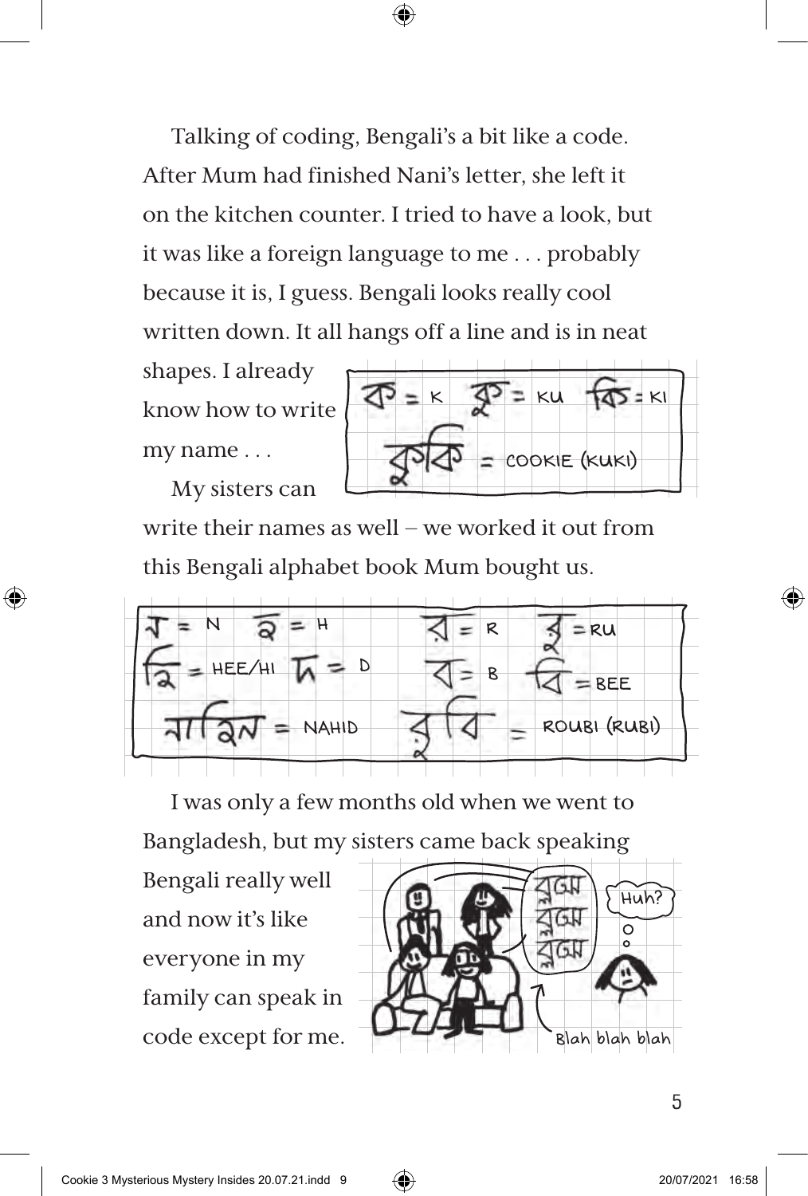Talking of coding, Bengali's a bit like a code. After Mum had finished Nani's letter, she left it on the kitchen counter. I tried to have a look, but it was like a foreign language to me . . . probably because it is, I guess. Bengali looks really cool written down. It all hangs off a line and is in neat shapes. I already know how to write my name . . .

ক = K   কু = KU   কি = KI

কুকি = COOKIE (KUKI)

My sisters can write their names as well – we worked it out from this Bengali alphabet book Mum bought us.

ন = N   হ = H   র = R   রু = RU

হি = HEE/HI   দ = D   ব = B   বি = BEE

নাহিদ = NAHID   রুবি = ROUBI (RUBI)

I was only a few months old when we went to Bangladesh, but my sisters came back speaking Bengali really well and now it's like everyone in my family can speak in code except for me.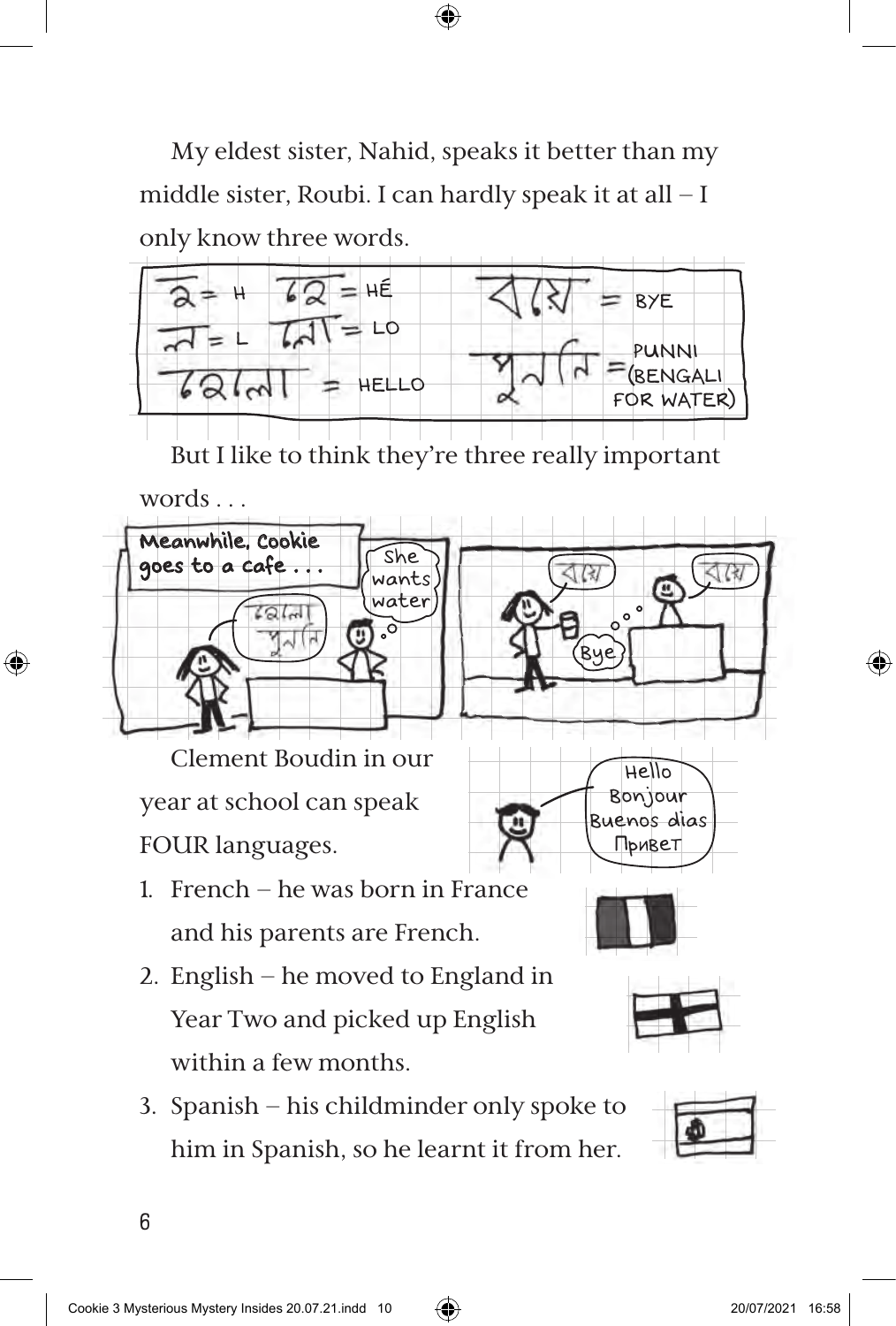My eldest sister, Nahid, speaks it better than my middle sister, Roubi. I can hardly speak it at all – I only know three words.

হে = HE
লো = LO
হেলো = HELLO
বায় = BYE
পুনি = PUNNI (BENGALI FOR WATER)

But I like to think they're three really important words . . .

Meanwhile, Cookie goes to a cafe . . .

Clement Boudin in our year at school can speak FOUR languages.

1. French – he was born in France and his parents are French.
2. English – he moved to England in Year Two and picked up English within a few months.
3. Spanish – his childminder only spoke to him in Spanish, so he learnt it from her.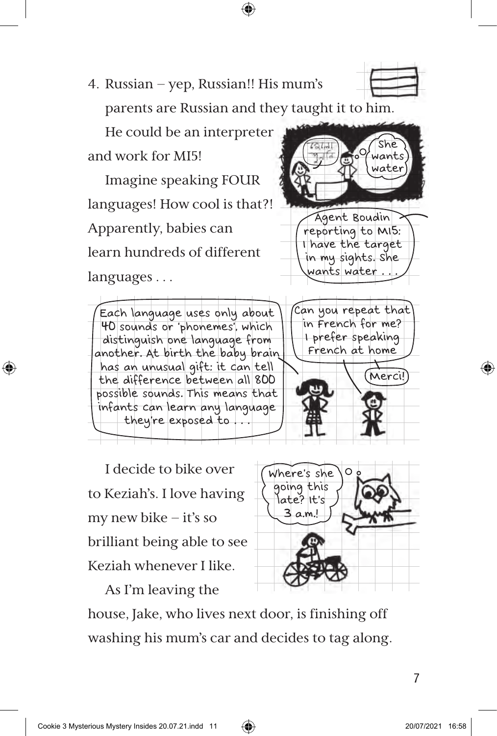4. Russian – yep, Russian!! His mum's parents are Russian and they taught it to him.

He could be an interpreter and work for MI5!

Imagine speaking FOUR languages! How cool is that?! Apparently, babies can learn hundreds of different languages . . .

She wants water

Agent Boudin reporting to MI5: I have the target in my sights. She wants water . . .

Each language uses only about 40 sounds or 'phonemes', which distinguish one language from another. At birth the baby brain has an unusual gift: it can tell the difference between all 800 possible sounds. This means that infants can learn any language they're exposed to . . .

Can you repeat that in French for me? I prefer speaking French at home

Merci!

I decide to bike over to Keziah's. I love having my new bike – it's so brilliant being able to see Keziah whenever I like.

Where's she going this late? It's 3 a.m.!

As I'm leaving the house, Jake, who lives next door, is finishing off washing his mum's car and decides to tag along.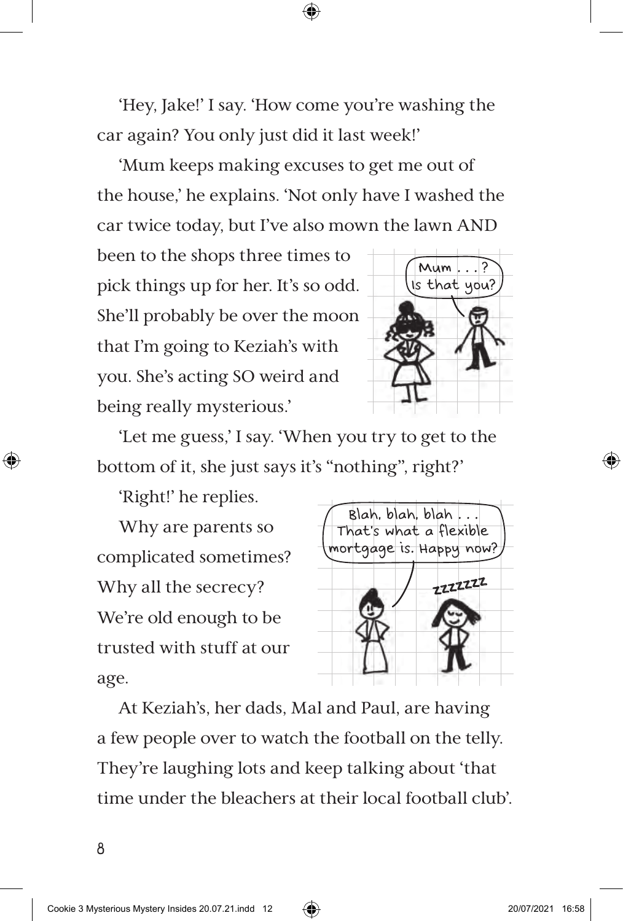'Hey, Jake!' I say. 'How come you're washing the car again? You only just did it last week!'

'Mum keeps making excuses to get me out of the house,' he explains. 'Not only have I washed the car twice today, but I've also mown the lawn AND been to the shops three times to pick things up for her. It's so odd. She'll probably be over the moon that I'm going to Keziah's with you. She's acting SO weird and being really mysterious.'

'Let me guess,' I say. 'When you try to get to the bottom of it, she just says it's "nothing", right?'

'Right!' he replies.

Why are parents so complicated sometimes? Why all the secrecy? We're old enough to be trusted with stuff at our age.

At Keziah's, her dads, Mal and Paul, are having a few people over to watch the football on the telly. They're laughing lots and keep talking about 'that time under the bleachers at their local football club'.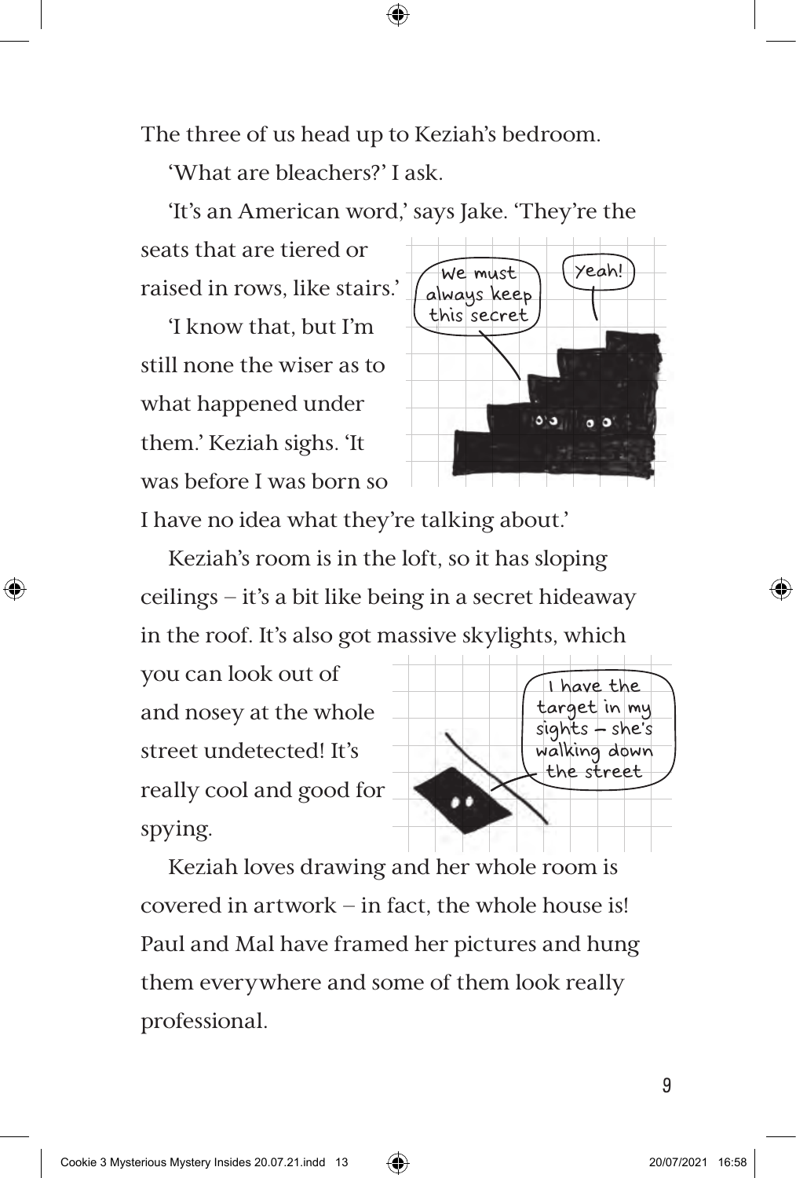The three of us head up to Keziah's bedroom.

'What are bleachers?' I ask.

'It's an American word,' says Jake. 'They're the seats that are tiered or raised in rows, like stairs.'

'I know that, but I'm still none the wiser as to what happened under them.' Keziah sighs. 'It was before I was born so I have no idea what they're talking about.'

Keziah's room is in the loft, so it has sloping ceilings – it's a bit like being in a secret hideaway in the roof. It's also got massive skylights, which you can look out of and nosey at the whole street undetected! It's really cool and good for spying.

Keziah loves drawing and her whole room is covered in artwork – in fact, the whole house is! Paul and Mal have framed her pictures and hung them everywhere and some of them look really professional.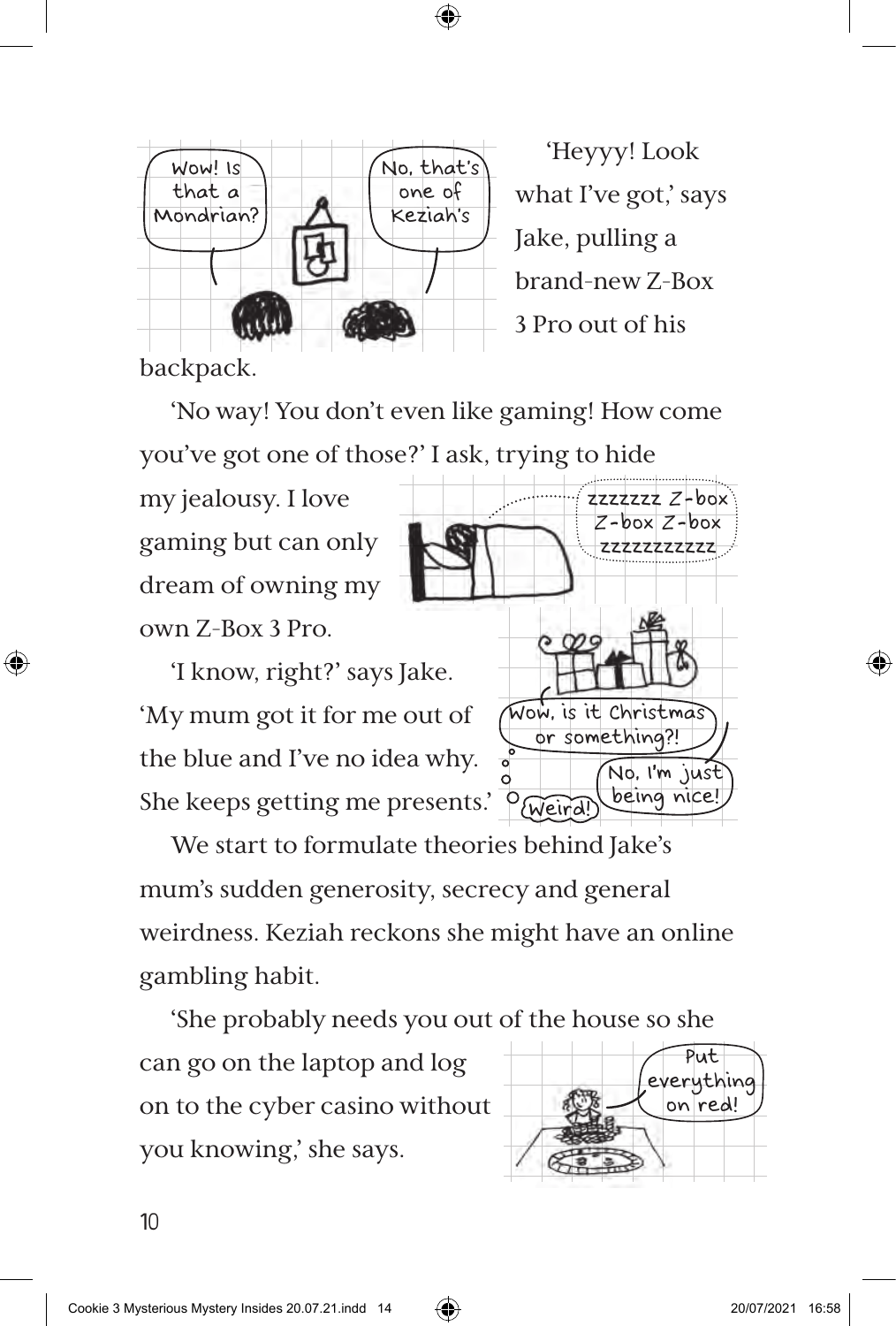'Heyyy! Look what I've got,' says Jake, pulling a brand-new Z-Box 3 Pro out of his backpack.

'No way! You don't even like gaming! How come you've got one of those?' I ask, trying to hide my jealousy. I love gaming but can only dream of owning my own Z-Box 3 Pro.

'I know, right?' says Jake. 'My mum got it for me out of the blue and I've no idea why. She keeps getting me presents.'

We start to formulate theories behind Jake's mum's sudden generosity, secrecy and general weirdness. Keziah reckons she might have an online gambling habit.

'She probably needs you out of the house so she can go on the laptop and log on to the cyber casino without you knowing,' she says.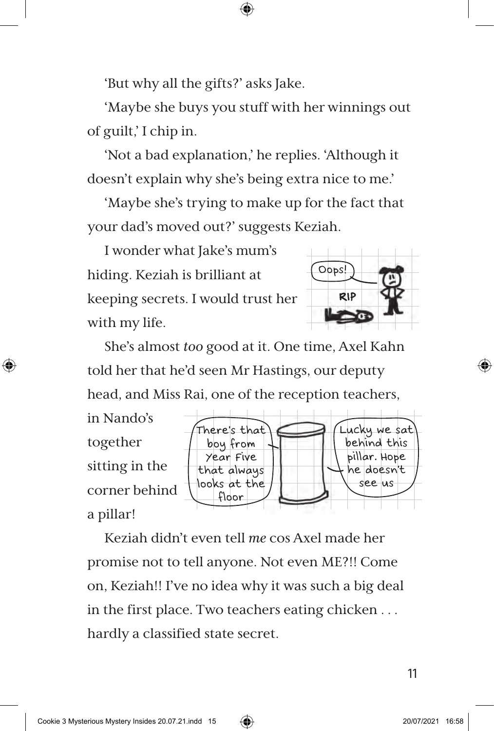'But why all the gifts?' asks Jake.

'Maybe she buys you stuff with her winnings out of guilt,' I chip in.

'Not a bad explanation,' he replies. 'Although it doesn't explain why she's being extra nice to me.'

'Maybe she's trying to make up for the fact that your dad's moved out?' suggests Keziah.

I wonder what Jake's mum's hiding. Keziah is brilliant at keeping secrets. I would trust her with my life.

She's almost *too* good at it. One time, Axel Kahn told her that he'd seen Mr Hastings, our deputy head, and Miss Rai, one of the reception teachers, in Nando's together sitting in the corner behind a pillar!

Keziah didn't even tell *me* cos Axel made her promise not to tell anyone. Not even ME?!! Come on, Keziah!! I've no idea why it was such a big deal in the first place. Two teachers eating chicken . . . hardly a classified state secret.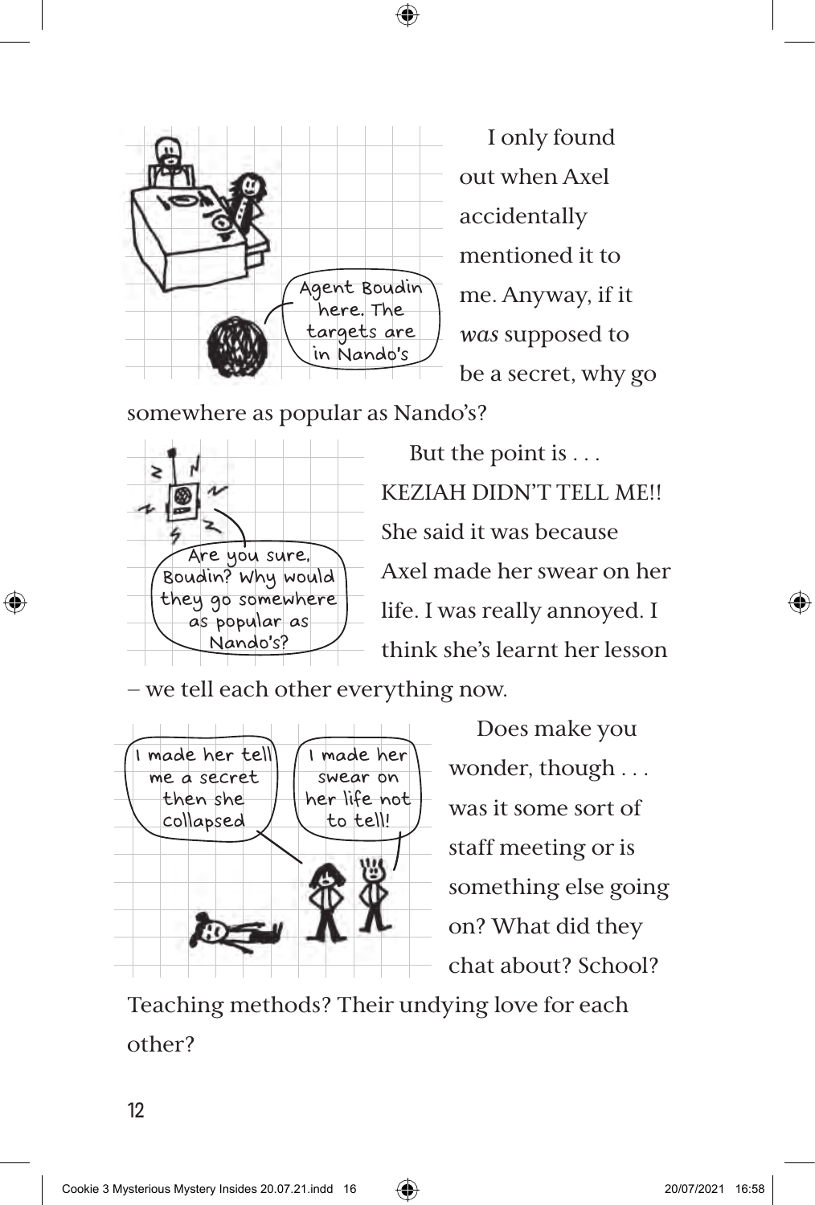I only found out when Axel accidentally mentioned it to me. Anyway, if it *was* supposed to be a secret, why go somewhere as popular as Nando's?

But the point is . . . KEZIAH DIDN'T TELL ME!! She said it was because Axel made her swear on her life. I was really annoyed. I think she's learnt her lesson – we tell each other everything now.

Does make you wonder, though . . . was it some sort of staff meeting or is something else going on? What did they chat about? School? Teaching methods? Their undying love for each other?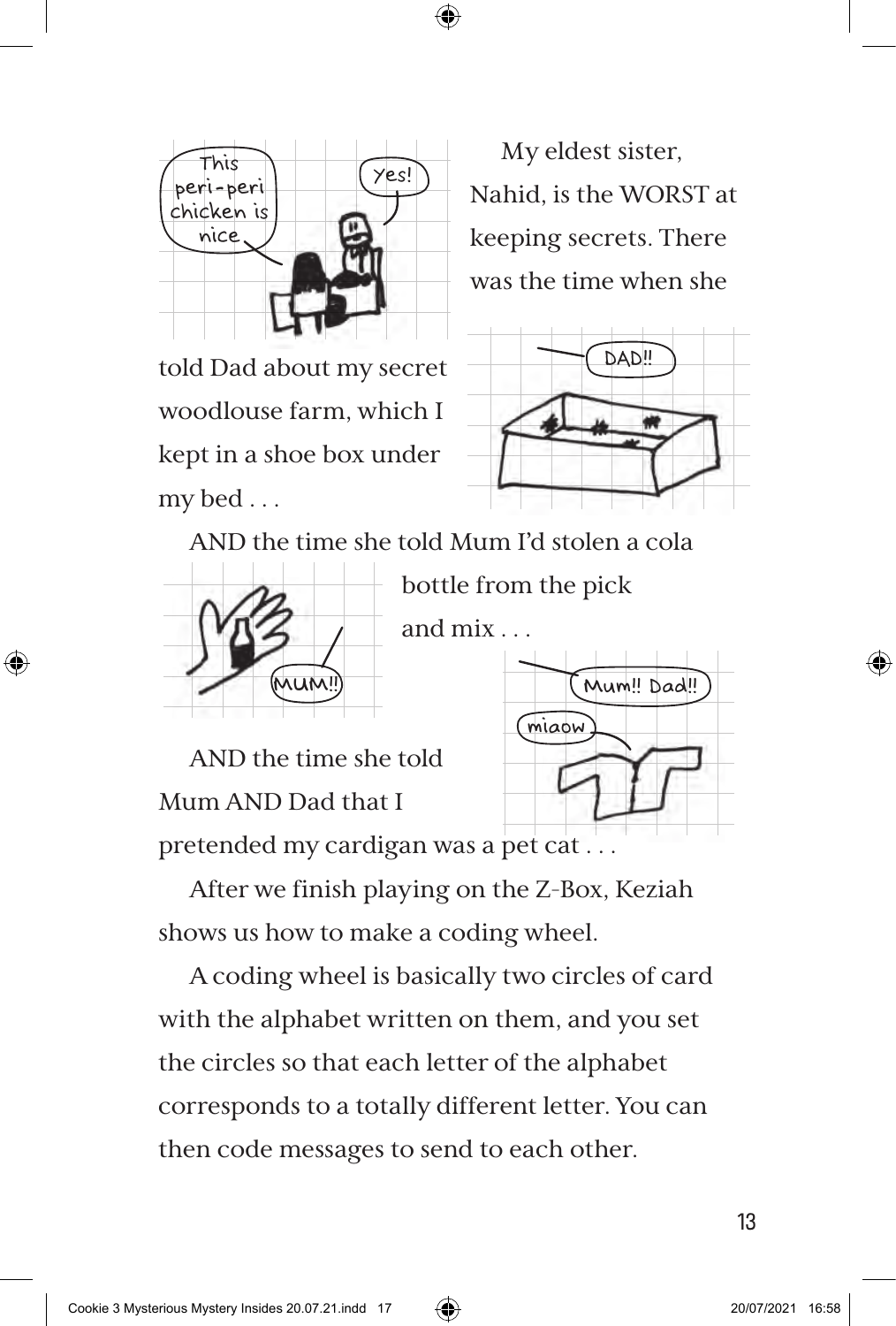My eldest sister, Nahid, is the WORST at keeping secrets. There was the time when she told Dad about my secret woodlouse farm, which I kept in a shoe box under my bed . . .

AND the time she told Mum I'd stolen a cola bottle from the pick and mix . . .

AND the time she told Mum AND Dad that I pretended my cardigan was a pet cat . . .

After we finish playing on the Z-Box, Keziah shows us how to make a coding wheel.

A coding wheel is basically two circles of card with the alphabet written on them, and you set the circles so that each letter of the alphabet corresponds to a totally different letter. You can then code messages to send to each other.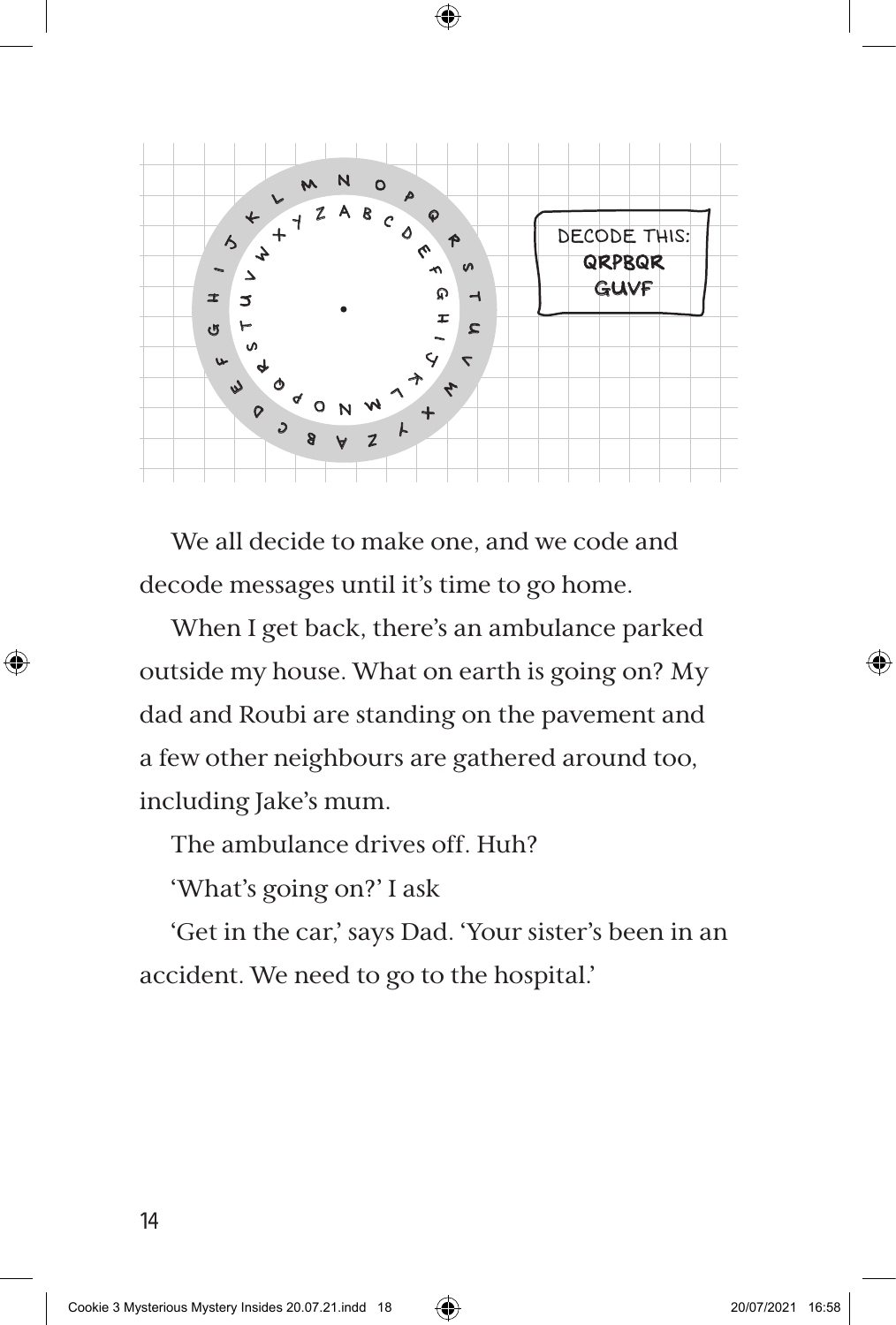DECODE THIS:
**QRPBQR GUVF**

We all decide to make one, and we code and decode messages until it's time to go home.

When I get back, there's an ambulance parked outside my house. What on earth is going on? My dad and Roubi are standing on the pavement and a few other neighbours are gathered around too, including Jake's mum.

The ambulance drives off. Huh?

'What's going on?' I ask

'Get in the car,' says Dad. 'Your sister's been in an accident. We need to go to the hospital.'